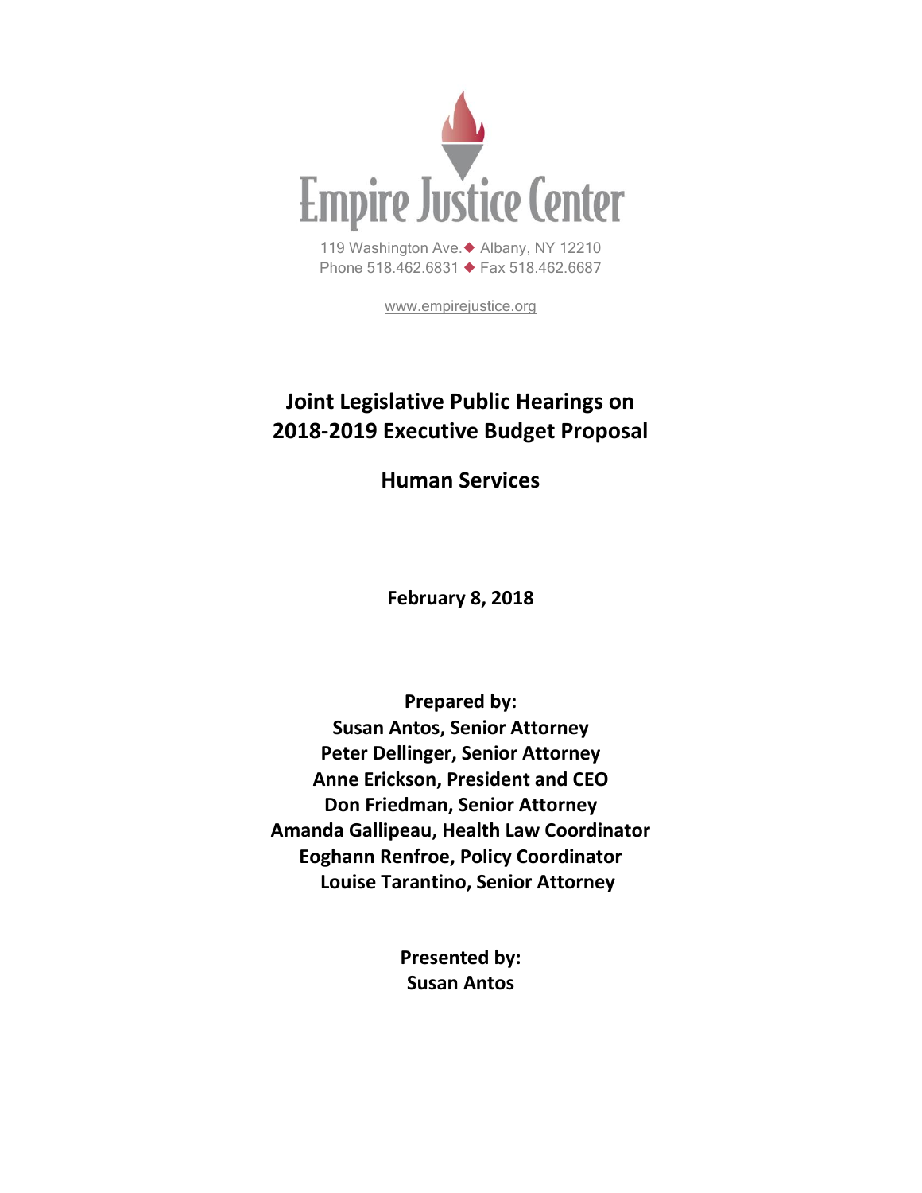Empire Justice Center

119 Washington Ave. ◆ Albany, NY 12210
Phone 518.462.6831 ◆ Fax 518.462.6687

www.empirejustice.org

# Joint Legislative Public Hearings on 2018-2019 Executive Budget Proposal

## Human Services

**February 8, 2018**

**Prepared by:**
**Susan Antos, Senior Attorney**
**Peter Dellinger, Senior Attorney**
**Anne Erickson, President and CEO**
**Don Friedman, Senior Attorney**
**Amanda Gallipeau, Health Law Coordinator**
**Eoghann Renfroe, Policy Coordinator**
**Louise Tarantino, Senior Attorney**

**Presented by:**
**Susan Antos**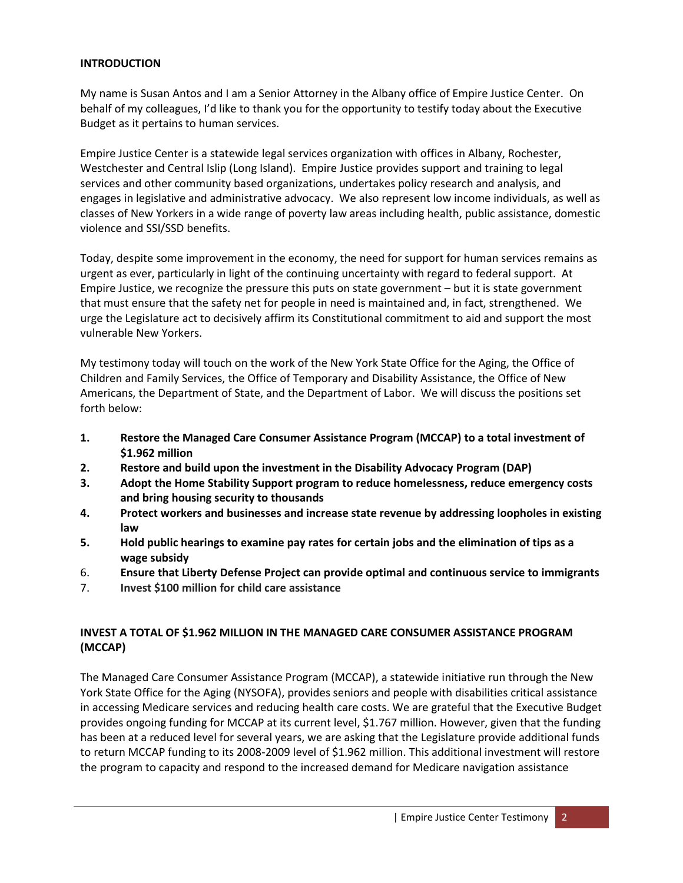## INTRODUCTION

My name is Susan Antos and I am a Senior Attorney in the Albany office of Empire Justice Center. On behalf of my colleagues, I'd like to thank you for the opportunity to testify today about the Executive Budget as it pertains to human services.

Empire Justice Center is a statewide legal services organization with offices in Albany, Rochester, Westchester and Central Islip (Long Island). Empire Justice provides support and training to legal services and other community based organizations, undertakes policy research and analysis, and engages in legislative and administrative advocacy. We also represent low income individuals, as well as classes of New Yorkers in a wide range of poverty law areas including health, public assistance, domestic violence and SSI/SSD benefits.

Today, despite some improvement in the economy, the need for support for human services remains as urgent as ever, particularly in light of the continuing uncertainty with regard to federal support. At Empire Justice, we recognize the pressure this puts on state government – but it is state government that must ensure that the safety net for people in need is maintained and, in fact, strengthened. We urge the Legislature act to decisively affirm its Constitutional commitment to aid and support the most vulnerable New Yorkers.

My testimony today will touch on the work of the New York State Office for the Aging, the Office of Children and Family Services, the Office of Temporary and Disability Assistance, the Office of New Americans, the Department of State, and the Department of Labor. We will discuss the positions set forth below:

1. **Restore the Managed Care Consumer Assistance Program (MCCAP) to a total investment of $1.962 million**
2. **Restore and build upon the investment in the Disability Advocacy Program (DAP)**
3. **Adopt the Home Stability Support program to reduce homelessness, reduce emergency costs and bring housing security to thousands**
4. **Protect workers and businesses and increase state revenue by addressing loopholes in existing law**
5. **Hold public hearings to examine pay rates for certain jobs and the elimination of tips as a wage subsidy**
6. **Ensure that Liberty Defense Project can provide optimal and continuous service to immigrants**
7. **Invest $100 million for child care assistance**

## INVEST A TOTAL OF $1.962 MILLION IN THE MANAGED CARE CONSUMER ASSISTANCE PROGRAM (MCCAP)

The Managed Care Consumer Assistance Program (MCCAP), a statewide initiative run through the New York State Office for the Aging (NYSOFA), provides seniors and people with disabilities critical assistance in accessing Medicare services and reducing health care costs. We are grateful that the Executive Budget provides ongoing funding for MCCAP at its current level, $1.767 million. However, given that the funding has been at a reduced level for several years, we are asking that the Legislature provide additional funds to return MCCAP funding to its 2008-2009 level of $1.962 million. This additional investment will restore the program to capacity and respond to the increased demand for Medicare navigation assistance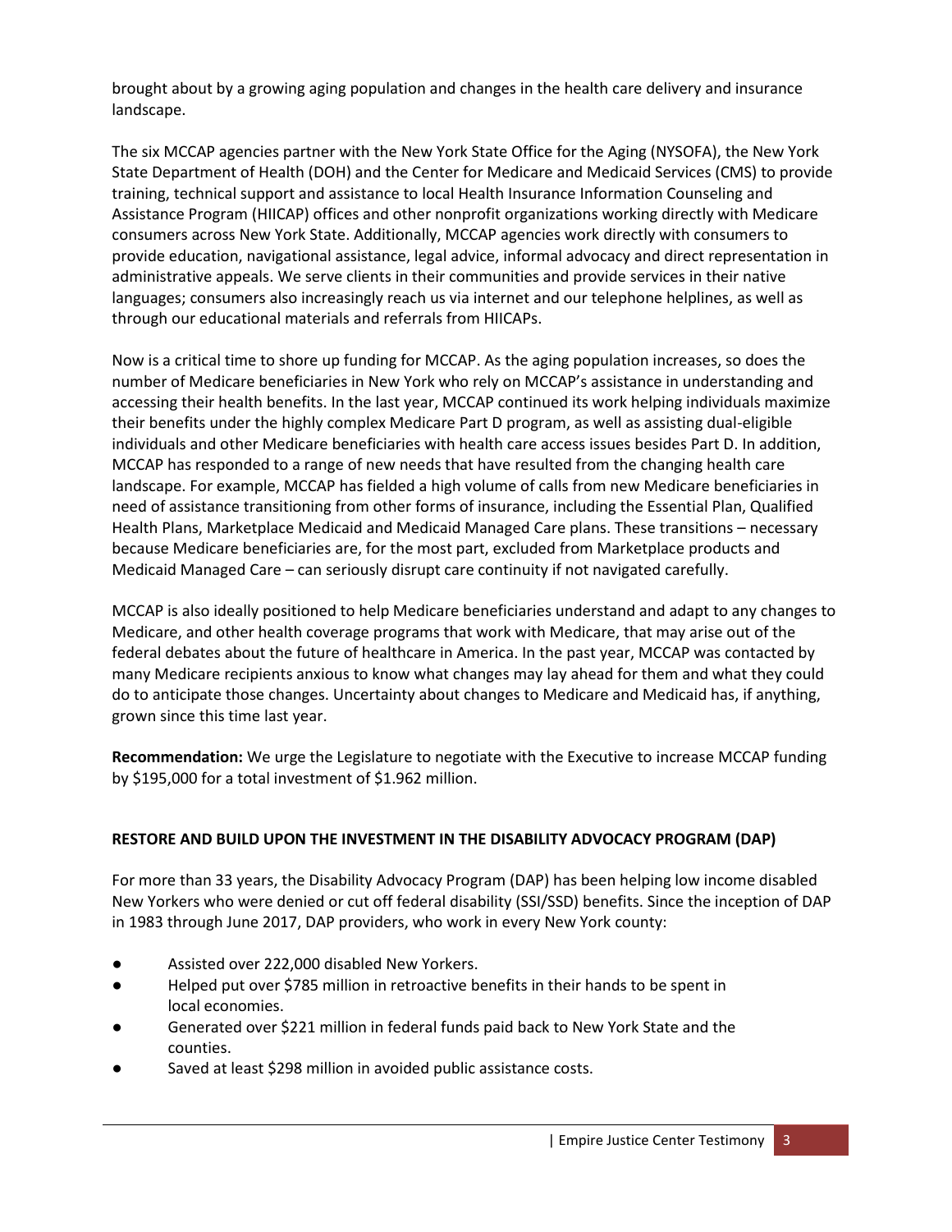brought about by a growing aging population and changes in the health care delivery and insurance landscape.

The six MCCAP agencies partner with the New York State Office for the Aging (NYSOFA), the New York State Department of Health (DOH) and the Center for Medicare and Medicaid Services (CMS) to provide training, technical support and assistance to local Health Insurance Information Counseling and Assistance Program (HIICAP) offices and other nonprofit organizations working directly with Medicare consumers across New York State. Additionally, MCCAP agencies work directly with consumers to provide education, navigational assistance, legal advice, informal advocacy and direct representation in administrative appeals. We serve clients in their communities and provide services in their native languages; consumers also increasingly reach us via internet and our telephone helplines, as well as through our educational materials and referrals from HIICAPs.

Now is a critical time to shore up funding for MCCAP. As the aging population increases, so does the number of Medicare beneficiaries in New York who rely on MCCAP's assistance in understanding and accessing their health benefits. In the last year, MCCAP continued its work helping individuals maximize their benefits under the highly complex Medicare Part D program, as well as assisting dual-eligible individuals and other Medicare beneficiaries with health care access issues besides Part D. In addition, MCCAP has responded to a range of new needs that have resulted from the changing health care landscape. For example, MCCAP has fielded a high volume of calls from new Medicare beneficiaries in need of assistance transitioning from other forms of insurance, including the Essential Plan, Qualified Health Plans, Marketplace Medicaid and Medicaid Managed Care plans. These transitions – necessary because Medicare beneficiaries are, for the most part, excluded from Marketplace products and Medicaid Managed Care – can seriously disrupt care continuity if not navigated carefully.

MCCAP is also ideally positioned to help Medicare beneficiaries understand and adapt to any changes to Medicare, and other health coverage programs that work with Medicare, that may arise out of the federal debates about the future of healthcare in America. In the past year, MCCAP was contacted by many Medicare recipients anxious to know what changes may lay ahead for them and what they could do to anticipate those changes. Uncertainty about changes to Medicare and Medicaid has, if anything, grown since this time last year.

**Recommendation:** We urge the Legislature to negotiate with the Executive to increase MCCAP funding by $195,000 for a total investment of $1.962 million.

## RESTORE AND BUILD UPON THE INVESTMENT IN THE DISABILITY ADVOCACY PROGRAM (DAP)

For more than 33 years, the Disability Advocacy Program (DAP) has been helping low income disabled New Yorkers who were denied or cut off federal disability (SSI/SSD) benefits. Since the inception of DAP in 1983 through June 2017, DAP providers, who work in every New York county:

- Assisted over 222,000 disabled New Yorkers.
- Helped put over $785 million in retroactive benefits in their hands to be spent in local economies.
- Generated over $221 million in federal funds paid back to New York State and the counties.
- Saved at least $298 million in avoided public assistance costs.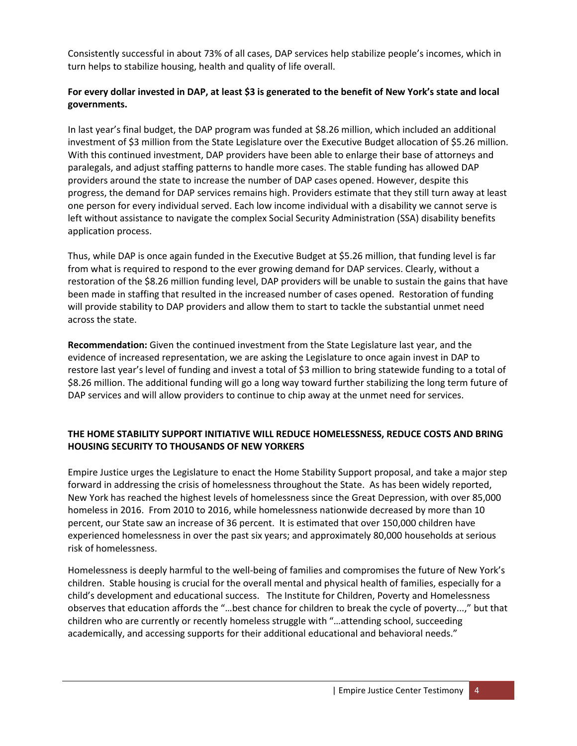Consistently successful in about 73% of all cases, DAP services help stabilize people's incomes, which in turn helps to stabilize housing, health and quality of life overall.

**For every dollar invested in DAP, at least $3 is generated to the benefit of New York's state and local governments.**

In last year's final budget, the DAP program was funded at $8.26 million, which included an additional investment of $3 million from the State Legislature over the Executive Budget allocation of $5.26 million. With this continued investment, DAP providers have been able to enlarge their base of attorneys and paralegals, and adjust staffing patterns to handle more cases. The stable funding has allowed DAP providers around the state to increase the number of DAP cases opened. However, despite this progress, the demand for DAP services remains high. Providers estimate that they still turn away at least one person for every individual served. Each low income individual with a disability we cannot serve is left without assistance to navigate the complex Social Security Administration (SSA) disability benefits application process.

Thus, while DAP is once again funded in the Executive Budget at $5.26 million, that funding level is far from what is required to respond to the ever growing demand for DAP services. Clearly, without a restoration of the $8.26 million funding level, DAP providers will be unable to sustain the gains that have been made in staffing that resulted in the increased number of cases opened. Restoration of funding will provide stability to DAP providers and allow them to start to tackle the substantial unmet need across the state.

**Recommendation:** Given the continued investment from the State Legislature last year, and the evidence of increased representation, we are asking the Legislature to once again invest in DAP to restore last year's level of funding and invest a total of $3 million to bring statewide funding to a total of $8.26 million. The additional funding will go a long way toward further stabilizing the long term future of DAP services and will allow providers to continue to chip away at the unmet need for services.

## THE HOME STABILITY SUPPORT INITIATIVE WILL REDUCE HOMELESSNESS, REDUCE COSTS AND BRING HOUSING SECURITY TO THOUSANDS OF NEW YORKERS

Empire Justice urges the Legislature to enact the Home Stability Support proposal, and take a major step forward in addressing the crisis of homelessness throughout the State. As has been widely reported, New York has reached the highest levels of homelessness since the Great Depression, with over 85,000 homeless in 2016. From 2010 to 2016, while homelessness nationwide decreased by more than 10 percent, our State saw an increase of 36 percent. It is estimated that over 150,000 children have experienced homelessness in over the past six years; and approximately 80,000 households at serious risk of homelessness.

Homelessness is deeply harmful to the well-being of families and compromises the future of New York's children. Stable housing is crucial for the overall mental and physical health of families, especially for a child's development and educational success. The Institute for Children, Poverty and Homelessness observes that education affords the "…best chance for children to break the cycle of poverty...," but that children who are currently or recently homeless struggle with "…attending school, succeeding academically, and accessing supports for their additional educational and behavioral needs."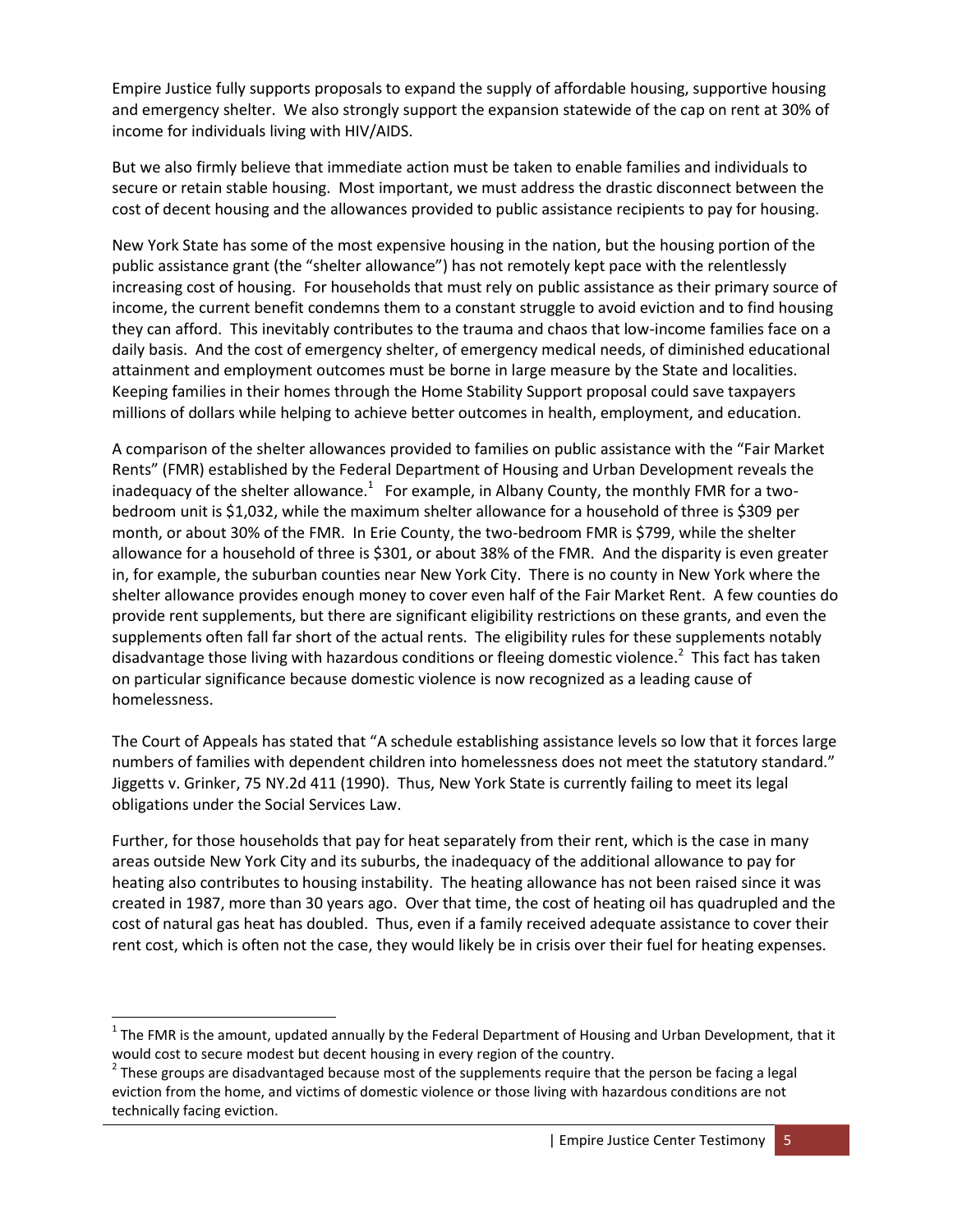Empire Justice fully supports proposals to expand the supply of affordable housing, supportive housing and emergency shelter. We also strongly support the expansion statewide of the cap on rent at 30% of income for individuals living with HIV/AIDS.

But we also firmly believe that immediate action must be taken to enable families and individuals to secure or retain stable housing. Most important, we must address the drastic disconnect between the cost of decent housing and the allowances provided to public assistance recipients to pay for housing.

New York State has some of the most expensive housing in the nation, but the housing portion of the public assistance grant (the "shelter allowance") has not remotely kept pace with the relentlessly increasing cost of housing. For households that must rely on public assistance as their primary source of income, the current benefit condemns them to a constant struggle to avoid eviction and to find housing they can afford. This inevitably contributes to the trauma and chaos that low-income families face on a daily basis. And the cost of emergency shelter, of emergency medical needs, of diminished educational attainment and employment outcomes must be borne in large measure by the State and localities. Keeping families in their homes through the Home Stability Support proposal could save taxpayers millions of dollars while helping to achieve better outcomes in health, employment, and education.

A comparison of the shelter allowances provided to families on public assistance with the "Fair Market Rents" (FMR) established by the Federal Department of Housing and Urban Development reveals the inadequacy of the shelter allowance.[1] For example, in Albany County, the monthly FMR for a two-bedroom unit is $1,032, while the maximum shelter allowance for a household of three is $309 per month, or about 30% of the FMR. In Erie County, the two-bedroom FMR is $799, while the shelter allowance for a household of three is $301, or about 38% of the FMR. And the disparity is even greater in, for example, the suburban counties near New York City. There is no county in New York where the shelter allowance provides enough money to cover even half of the Fair Market Rent. A few counties do provide rent supplements, but there are significant eligibility restrictions on these grants, and even the supplements often fall far short of the actual rents. The eligibility rules for these supplements notably disadvantage those living with hazardous conditions or fleeing domestic violence.[2] This fact has taken on particular significance because domestic violence is now recognized as a leading cause of homelessness.

The Court of Appeals has stated that "A schedule establishing assistance levels so low that it forces large numbers of families with dependent children into homelessness does not meet the statutory standard." Jiggetts v. Grinker, 75 NY.2d 411 (1990). Thus, New York State is currently failing to meet its legal obligations under the Social Services Law.

Further, for those households that pay for heat separately from their rent, which is the case in many areas outside New York City and its suburbs, the inadequacy of the additional allowance to pay for heating also contributes to housing instability. The heating allowance has not been raised since it was created in 1987, more than 30 years ago. Over that time, the cost of heating oil has quadrupled and the cost of natural gas heat has doubled. Thus, even if a family received adequate assistance to cover their rent cost, which is often not the case, they would likely be in crisis over their fuel for heating expenses.

---

[1] The FMR is the amount, updated annually by the Federal Department of Housing and Urban Development, that it would cost to secure modest but decent housing in every region of the country.

[2] These groups are disadvantaged because most of the supplements require that the person be facing a legal eviction from the home, and victims of domestic violence or those living with hazardous conditions are not technically facing eviction.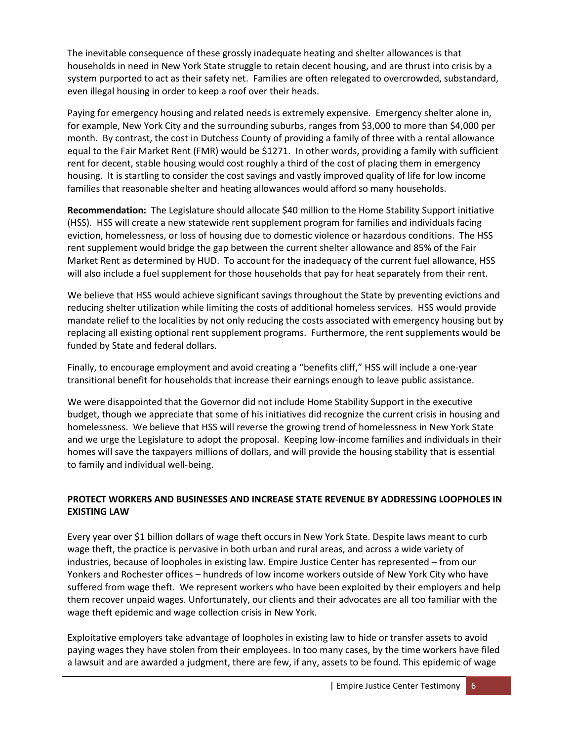The inevitable consequence of these grossly inadequate heating and shelter allowances is that households in need in New York State struggle to retain decent housing, and are thrust into crisis by a system purported to act as their safety net. Families are often relegated to overcrowded, substandard, even illegal housing in order to keep a roof over their heads.

Paying for emergency housing and related needs is extremely expensive. Emergency shelter alone in, for example, New York City and the surrounding suburbs, ranges from $3,000 to more than $4,000 per month. By contrast, the cost in Dutchess County of providing a family of three with a rental allowance equal to the Fair Market Rent (FMR) would be $1271. In other words, providing a family with sufficient rent for decent, stable housing would cost roughly a third of the cost of placing them in emergency housing. It is startling to consider the cost savings and vastly improved quality of life for low income families that reasonable shelter and heating allowances would afford so many households.

**Recommendation:** The Legislature should allocate $40 million to the Home Stability Support initiative (HSS). HSS will create a new statewide rent supplement program for families and individuals facing eviction, homelessness, or loss of housing due to domestic violence or hazardous conditions. The HSS rent supplement would bridge the gap between the current shelter allowance and 85% of the Fair Market Rent as determined by HUD. To account for the inadequacy of the current fuel allowance, HSS will also include a fuel supplement for those households that pay for heat separately from their rent.

We believe that HSS would achieve significant savings throughout the State by preventing evictions and reducing shelter utilization while limiting the costs of additional homeless services. HSS would provide mandate relief to the localities by not only reducing the costs associated with emergency housing but by replacing all existing optional rent supplement programs. Furthermore, the rent supplements would be funded by State and federal dollars.

Finally, to encourage employment and avoid creating a "benefits cliff," HSS will include a one-year transitional benefit for households that increase their earnings enough to leave public assistance.

We were disappointed that the Governor did not include Home Stability Support in the executive budget, though we appreciate that some of his initiatives did recognize the current crisis in housing and homelessness. We believe that HSS will reverse the growing trend of homelessness in New York State and we urge the Legislature to adopt the proposal. Keeping low-income families and individuals in their homes will save the taxpayers millions of dollars, and will provide the housing stability that is essential to family and individual well-being.

## PROTECT WORKERS AND BUSINESSES AND INCREASE STATE REVENUE BY ADDRESSING LOOPHOLES IN EXISTING LAW

Every year over $1 billion dollars of wage theft occurs in New York State. Despite laws meant to curb wage theft, the practice is pervasive in both urban and rural areas, and across a wide variety of industries, because of loopholes in existing law. Empire Justice Center has represented – from our Yonkers and Rochester offices – hundreds of low income workers outside of New York City who have suffered from wage theft. We represent workers who have been exploited by their employers and help them recover unpaid wages. Unfortunately, our clients and their advocates are all too familiar with the wage theft epidemic and wage collection crisis in New York.

Exploitative employers take advantage of loopholes in existing law to hide or transfer assets to avoid paying wages they have stolen from their employees. In too many cases, by the time workers have filed a lawsuit and are awarded a judgment, there are few, if any, assets to be found. This epidemic of wage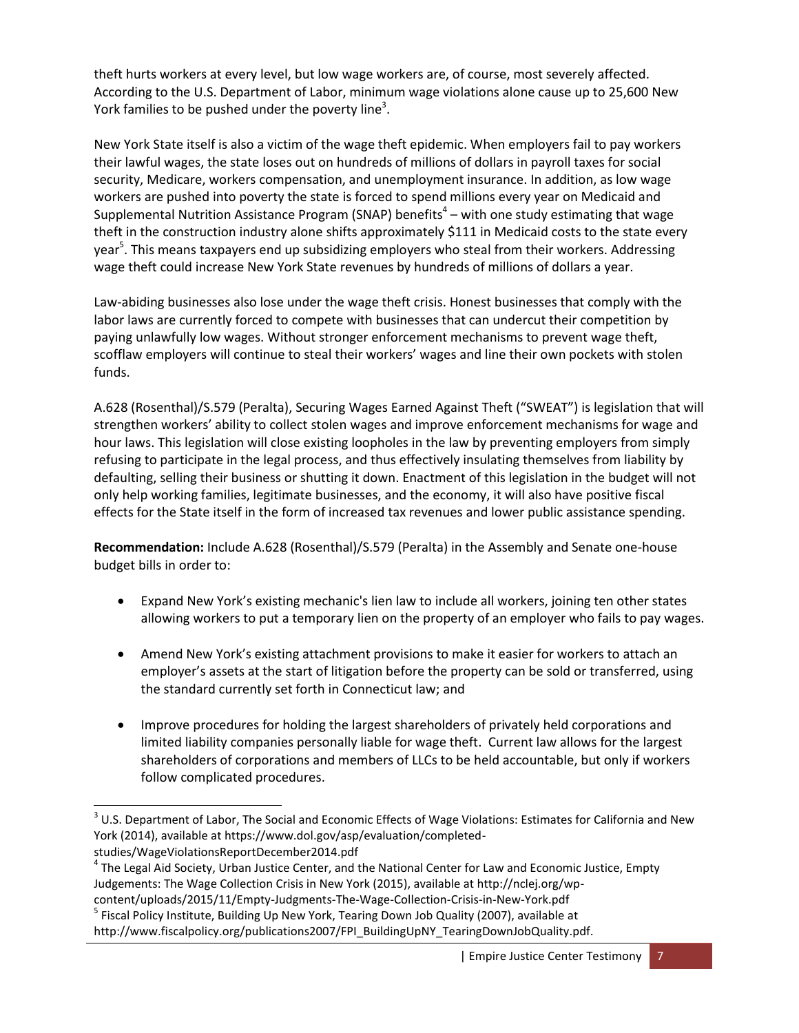theft hurts workers at every level, but low wage workers are, of course, most severely affected. According to the U.S. Department of Labor, minimum wage violations alone cause up to 25,600 New York families to be pushed under the poverty line[3].

New York State itself is also a victim of the wage theft epidemic. When employers fail to pay workers their lawful wages, the state loses out on hundreds of millions of dollars in payroll taxes for social security, Medicare, workers compensation, and unemployment insurance. In addition, as low wage workers are pushed into poverty the state is forced to spend millions every year on Medicaid and Supplemental Nutrition Assistance Program (SNAP) benefits[4] – with one study estimating that wage theft in the construction industry alone shifts approximately $111 in Medicaid costs to the state every year[5]. This means taxpayers end up subsidizing employers who steal from their workers. Addressing wage theft could increase New York State revenues by hundreds of millions of dollars a year.

Law-abiding businesses also lose under the wage theft crisis. Honest businesses that comply with the labor laws are currently forced to compete with businesses that can undercut their competition by paying unlawfully low wages. Without stronger enforcement mechanisms to prevent wage theft, scofflaw employers will continue to steal their workers' wages and line their own pockets with stolen funds.

A.628 (Rosenthal)/S.579 (Peralta), Securing Wages Earned Against Theft ("SWEAT") is legislation that will strengthen workers' ability to collect stolen wages and improve enforcement mechanisms for wage and hour laws. This legislation will close existing loopholes in the law by preventing employers from simply refusing to participate in the legal process, and thus effectively insulating themselves from liability by defaulting, selling their business or shutting it down. Enactment of this legislation in the budget will not only help working families, legitimate businesses, and the economy, it will also have positive fiscal effects for the State itself in the form of increased tax revenues and lower public assistance spending.

**Recommendation:** Include A.628 (Rosenthal)/S.579 (Peralta) in the Assembly and Senate one-house budget bills in order to:

- Expand New York's existing mechanic's lien law to include all workers, joining ten other states allowing workers to put a temporary lien on the property of an employer who fails to pay wages.
- Amend New York's existing attachment provisions to make it easier for workers to attach an employer's assets at the start of litigation before the property can be sold or transferred, using the standard currently set forth in Connecticut law; and
- Improve procedures for holding the largest shareholders of privately held corporations and limited liability companies personally liable for wage theft. Current law allows for the largest shareholders of corporations and members of LLCs to be held accountable, but only if workers follow complicated procedures.

---

[3] U.S. Department of Labor, The Social and Economic Effects of Wage Violations: Estimates for California and New York (2014), available at https://www.dol.gov/asp/evaluation/completed-studies/WageViolationsReportDecember2014.pdf

[4] The Legal Aid Society, Urban Justice Center, and the National Center for Law and Economic Justice, Empty Judgements: The Wage Collection Crisis in New York (2015), available at http://nclej.org/wp-content/uploads/2015/11/Empty-Judgments-The-Wage-Collection-Crisis-in-New-York.pdf

[5] Fiscal Policy Institute, Building Up New York, Tearing Down Job Quality (2007), available at http://www.fiscalpolicy.org/publications2007/FPI_BuildingUpNY_TearingDownJobQuality.pdf.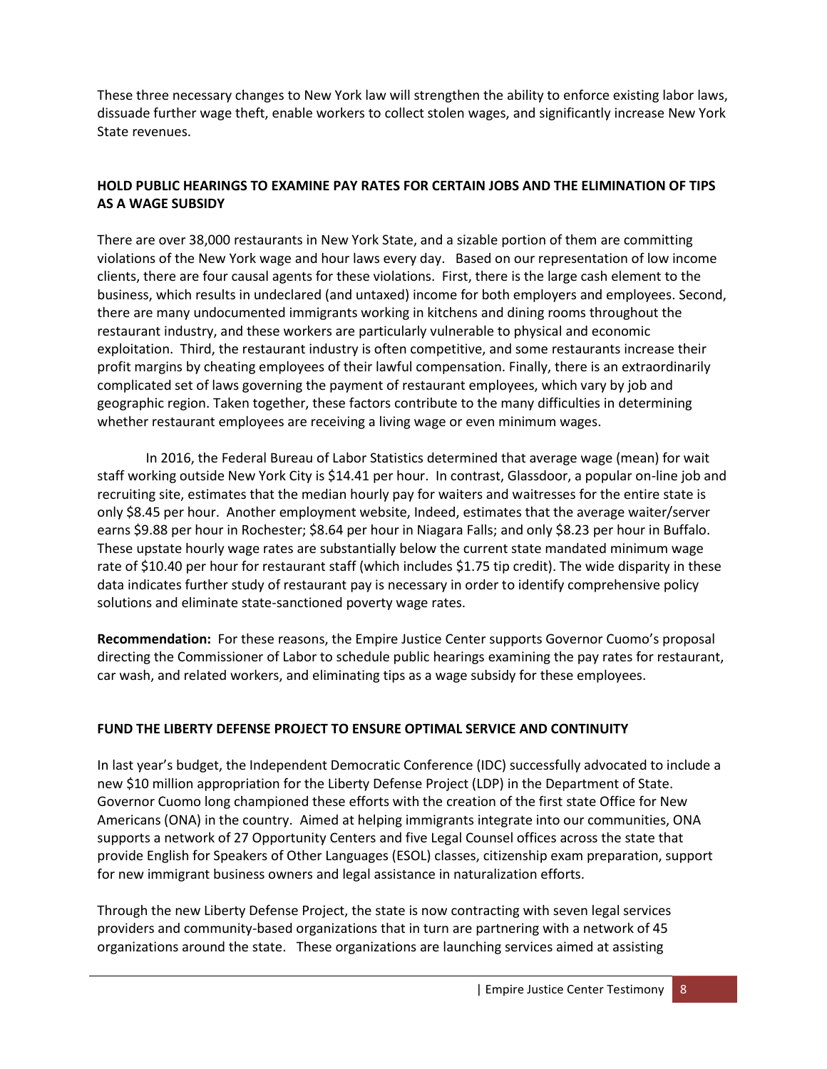These three necessary changes to New York law will strengthen the ability to enforce existing labor laws, dissuade further wage theft, enable workers to collect stolen wages, and significantly increase New York State revenues.

**HOLD PUBLIC HEARINGS TO EXAMINE PAY RATES FOR CERTAIN JOBS AND THE ELIMINATION OF TIPS AS A WAGE SUBSIDY**

There are over 38,000 restaurants in New York State, and a sizable portion of them are committing violations of the New York wage and hour laws every day. Based on our representation of low income clients, there are four causal agents for these violations. First, there is the large cash element to the business, which results in undeclared (and untaxed) income for both employers and employees. Second, there are many undocumented immigrants working in kitchens and dining rooms throughout the restaurant industry, and these workers are particularly vulnerable to physical and economic exploitation. Third, the restaurant industry is often competitive, and some restaurants increase their profit margins by cheating employees of their lawful compensation. Finally, there is an extraordinarily complicated set of laws governing the payment of restaurant employees, which vary by job and geographic region. Taken together, these factors contribute to the many difficulties in determining whether restaurant employees are receiving a living wage or even minimum wages.

In 2016, the Federal Bureau of Labor Statistics determined that average wage (mean) for wait staff working outside New York City is $14.41 per hour. In contrast, Glassdoor, a popular on-line job and recruiting site, estimates that the median hourly pay for waiters and waitresses for the entire state is only $8.45 per hour. Another employment website, Indeed, estimates that the average waiter/server earns $9.88 per hour in Rochester; $8.64 per hour in Niagara Falls; and only $8.23 per hour in Buffalo. These upstate hourly wage rates are substantially below the current state mandated minimum wage rate of $10.40 per hour for restaurant staff (which includes $1.75 tip credit). The wide disparity in these data indicates further study of restaurant pay is necessary in order to identify comprehensive policy solutions and eliminate state-sanctioned poverty wage rates.

**Recommendation:** For these reasons, the Empire Justice Center supports Governor Cuomo's proposal directing the Commissioner of Labor to schedule public hearings examining the pay rates for restaurant, car wash, and related workers, and eliminating tips as a wage subsidy for these employees.

**FUND THE LIBERTY DEFENSE PROJECT TO ENSURE OPTIMAL SERVICE AND CONTINUITY**

In last year's budget, the Independent Democratic Conference (IDC) successfully advocated to include a new $10 million appropriation for the Liberty Defense Project (LDP) in the Department of State. Governor Cuomo long championed these efforts with the creation of the first state Office for New Americans (ONA) in the country. Aimed at helping immigrants integrate into our communities, ONA supports a network of 27 Opportunity Centers and five Legal Counsel offices across the state that provide English for Speakers of Other Languages (ESOL) classes, citizenship exam preparation, support for new immigrant business owners and legal assistance in naturalization efforts.

Through the new Liberty Defense Project, the state is now contracting with seven legal services providers and community-based organizations that in turn are partnering with a network of 45 organizations around the state. These organizations are launching services aimed at assisting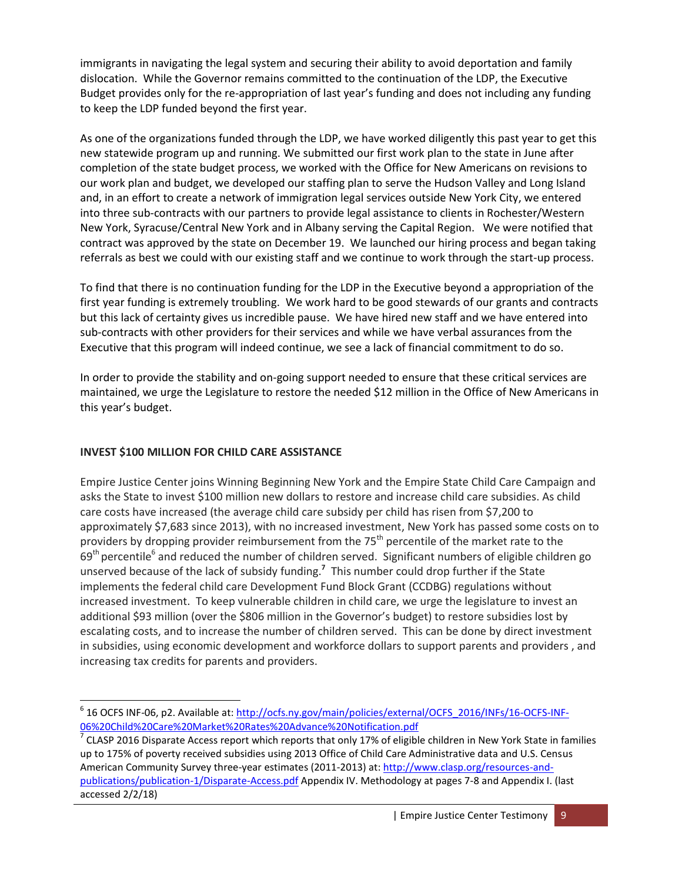immigrants in navigating the legal system and securing their ability to avoid deportation and family dislocation. While the Governor remains committed to the continuation of the LDP, the Executive Budget provides only for the re-appropriation of last year's funding and does not including any funding to keep the LDP funded beyond the first year.

As one of the organizations funded through the LDP, we have worked diligently this past year to get this new statewide program up and running. We submitted our first work plan to the state in June after completion of the state budget process, we worked with the Office for New Americans on revisions to our work plan and budget, we developed our staffing plan to serve the Hudson Valley and Long Island and, in an effort to create a network of immigration legal services outside New York City, we entered into three sub-contracts with our partners to provide legal assistance to clients in Rochester/Western New York, Syracuse/Central New York and in Albany serving the Capital Region. We were notified that contract was approved by the state on December 19. We launched our hiring process and began taking referrals as best we could with our existing staff and we continue to work through the start-up process.

To find that there is no continuation funding for the LDP in the Executive beyond a appropriation of the first year funding is extremely troubling. We work hard to be good stewards of our grants and contracts but this lack of certainty gives us incredible pause. We have hired new staff and we have entered into sub-contracts with other providers for their services and while we have verbal assurances from the Executive that this program will indeed continue, we see a lack of financial commitment to do so.

In order to provide the stability and on-going support needed to ensure that these critical services are maintained, we urge the Legislature to restore the needed $12 million in the Office of New Americans in this year's budget.

**INVEST $100 MILLION FOR CHILD CARE ASSISTANCE**

Empire Justice Center joins Winning Beginning New York and the Empire State Child Care Campaign and asks the State to invest $100 million new dollars to restore and increase child care subsidies. As child care costs have increased (the average child care subsidy per child has risen from $7,200 to approximately $7,683 since 2013), with no increased investment, New York has passed some costs on to providers by dropping provider reimbursement from the 75th percentile of the market rate to the 69th percentile[6] and reduced the number of children served. Significant numbers of eligible children go unserved because of the lack of subsidy funding.[7] This number could drop further if the State implements the federal child care Development Fund Block Grant (CCDBG) regulations without increased investment. To keep vulnerable children in child care, we urge the legislature to invest an additional $93 million (over the $806 million in the Governor's budget) to restore subsidies lost by escalating costs, and to increase the number of children served. This can be done by direct investment in subsidies, using economic development and workforce dollars to support parents and providers , and increasing tax credits for parents and providers.

---

[6] 16 OCFS INF-06, p2. Available at: http://ocfs.ny.gov/main/policies/external/OCFS_2016/INFs/16-OCFS-INF-06%20Child%20Care%20Market%20Rates%20Advance%20Notification.pdf

[7] CLASP 2016 Disparate Access report which reports that only 17% of eligible children in New York State in families up to 175% of poverty received subsidies using 2013 Office of Child Care Administrative data and U.S. Census American Community Survey three-year estimates (2011-2013) at: http://www.clasp.org/resources-and-publications/publication-1/Disparate-Access.pdf Appendix IV. Methodology at pages 7-8 and Appendix I. (last accessed 2/2/18)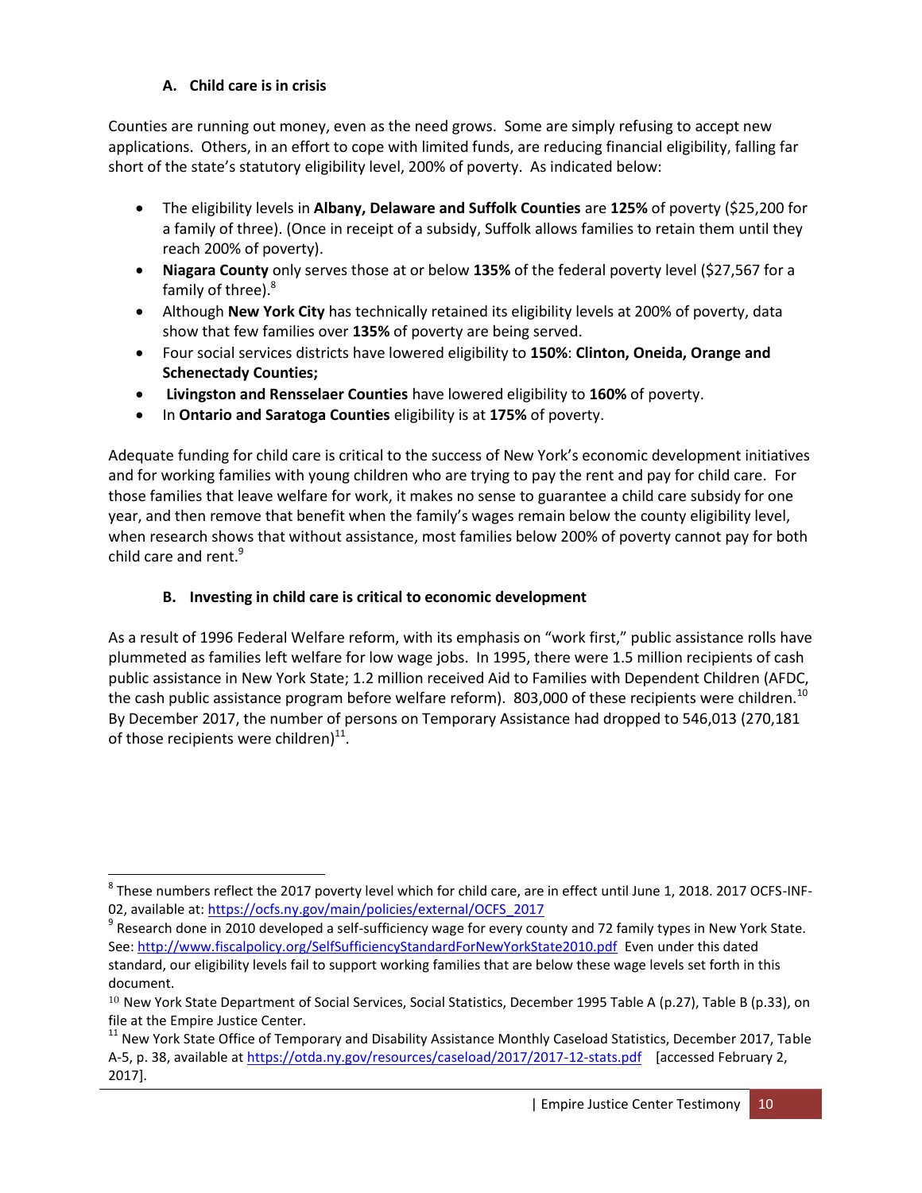### A. Child care is in crisis

Counties are running out money, even as the need grows. Some are simply refusing to accept new applications. Others, in an effort to cope with limited funds, are reducing financial eligibility, falling far short of the state's statutory eligibility level, 200% of poverty. As indicated below:

- The eligibility levels in **Albany, Delaware and Suffolk Counties** are **125%** of poverty ($25,200 for a family of three). (Once in receipt of a subsidy, Suffolk allows families to retain them until they reach 200% of poverty).
- **Niagara County** only serves those at or below **135%** of the federal poverty level ($27,567 for a family of three).[8]
- Although **New York City** has technically retained its eligibility levels at 200% of poverty, data show that few families over **135%** of poverty are being served.
- Four social services districts have lowered eligibility to **150%**: **Clinton, Oneida, Orange and Schenectady Counties;**
- **Livingston and Rensselaer Counties** have lowered eligibility to **160%** of poverty.
- In **Ontario and Saratoga Counties** eligibility is at **175%** of poverty.

Adequate funding for child care is critical to the success of New York's economic development initiatives and for working families with young children who are trying to pay the rent and pay for child care. For those families that leave welfare for work, it makes no sense to guarantee a child care subsidy for one year, and then remove that benefit when the family's wages remain below the county eligibility level, when research shows that without assistance, most families below 200% of poverty cannot pay for both child care and rent.[9]

### B. Investing in child care is critical to economic development

As a result of 1996 Federal Welfare reform, with its emphasis on "work first," public assistance rolls have plummeted as families left welfare for low wage jobs. In 1995, there were 1.5 million recipients of cash public assistance in New York State; 1.2 million received Aid to Families with Dependent Children (AFDC, the cash public assistance program before welfare reform). 803,000 of these recipients were children.[10] By December 2017, the number of persons on Temporary Assistance had dropped to 546,013 (270,181 of those recipients were children)[11].

---

[8] These numbers reflect the 2017 poverty level which for child care, are in effect until June 1, 2018. 2017 OCFS-INF-02, available at: https://ocfs.ny.gov/main/policies/external/OCFS_2017

[9] Research done in 2010 developed a self-sufficiency wage for every county and 72 family types in New York State. See: http://www.fiscalpolicy.org/SelfSufficiencyStandardForNewYorkState2010.pdf Even under this dated standard, our eligibility levels fail to support working families that are below these wage levels set forth in this document.

[10] New York State Department of Social Services, Social Statistics, December 1995 Table A (p.27), Table B (p.33), on file at the Empire Justice Center.

[11] New York State Office of Temporary and Disability Assistance Monthly Caseload Statistics, December 2017, Table A-5, p. 38, available at https://otda.ny.gov/resources/caseload/2017/2017-12-stats.pdf [accessed February 2, 2017].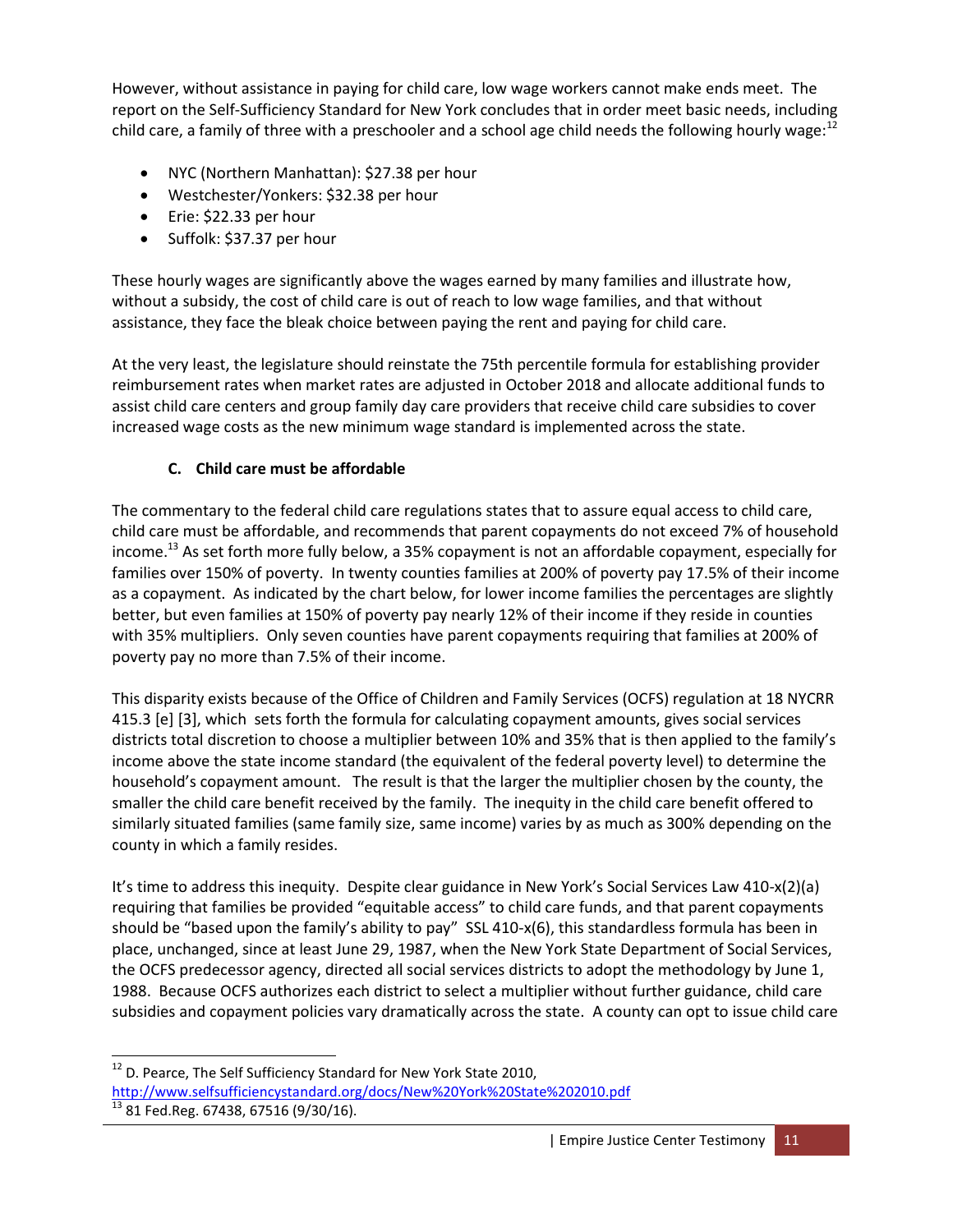However, without assistance in paying for child care, low wage workers cannot make ends meet. The report on the Self-Sufficiency Standard for New York concludes that in order meet basic needs, including child care, a family of three with a preschooler and a school age child needs the following hourly wage:[12]

- NYC (Northern Manhattan): $27.38 per hour
- Westchester/Yonkers: $32.38 per hour
- Erie: $22.33 per hour
- Suffolk: $37.37 per hour

These hourly wages are significantly above the wages earned by many families and illustrate how, without a subsidy, the cost of child care is out of reach to low wage families, and that without assistance, they face the bleak choice between paying the rent and paying for child care.

At the very least, the legislature should reinstate the 75th percentile formula for establishing provider reimbursement rates when market rates are adjusted in October 2018 and allocate additional funds to assist child care centers and group family day care providers that receive child care subsidies to cover increased wage costs as the new minimum wage standard is implemented across the state.

### C. Child care must be affordable

The commentary to the federal child care regulations states that to assure equal access to child care, child care must be affordable, and recommends that parent copayments do not exceed 7% of household income.[13] As set forth more fully below, a 35% copayment is not an affordable copayment, especially for families over 150% of poverty. In twenty counties families at 200% of poverty pay 17.5% of their income as a copayment. As indicated by the chart below, for lower income families the percentages are slightly better, but even families at 150% of poverty pay nearly 12% of their income if they reside in counties with 35% multipliers. Only seven counties have parent copayments requiring that families at 200% of poverty pay no more than 7.5% of their income.

This disparity exists because of the Office of Children and Family Services (OCFS) regulation at 18 NYCRR 415.3 [e] [3], which sets forth the formula for calculating copayment amounts, gives social services districts total discretion to choose a multiplier between 10% and 35% that is then applied to the family's income above the state income standard (the equivalent of the federal poverty level) to determine the household's copayment amount. The result is that the larger the multiplier chosen by the county, the smaller the child care benefit received by the family. The inequity in the child care benefit offered to similarly situated families (same family size, same income) varies by as much as 300% depending on the county in which a family resides.

It's time to address this inequity. Despite clear guidance in New York's Social Services Law 410-x(2)(a) requiring that families be provided "equitable access" to child care funds, and that parent copayments should be "based upon the family's ability to pay" SSL 410-x(6), this standardless formula has been in place, unchanged, since at least June 29, 1987, when the New York State Department of Social Services, the OCFS predecessor agency, directed all social services districts to adopt the methodology by June 1, 1988. Because OCFS authorizes each district to select a multiplier without further guidance, child care subsidies and copayment policies vary dramatically across the state. A county can opt to issue child care

---

[12] D. Pearce, The Self Sufficiency Standard for New York State 2010, http://www.selfsufficiencystandard.org/docs/New%20York%20State%202010.pdf

[13] 81 Fed.Reg. 67438, 67516 (9/30/16).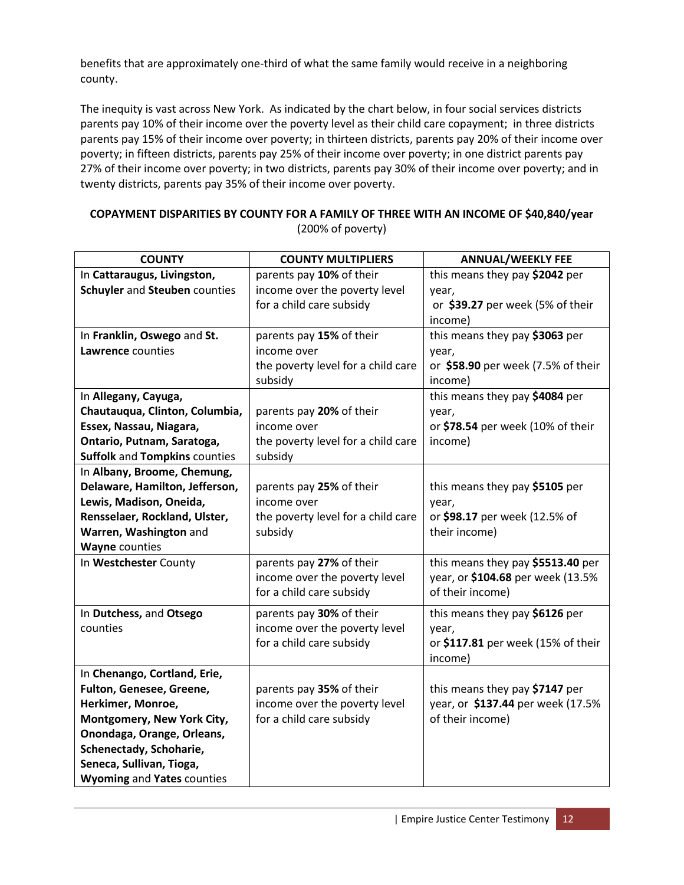benefits that are approximately one-third of what the same family would receive in a neighboring county.

The inequity is vast across New York. As indicated by the chart below, in four social services districts parents pay 10% of their income over the poverty level as their child care copayment; in three districts parents pay 15% of their income over poverty; in thirteen districts, parents pay 20% of their income over poverty; in fifteen districts, parents pay 25% of their income over poverty; in one district parents pay 27% of their income over poverty; in two districts, parents pay 30% of their income over poverty; and in twenty districts, parents pay 35% of their income over poverty.

**COPAYMENT DISPARITIES BY COUNTY FOR A FAMILY OF THREE WITH AN INCOME OF $40,840/year**
(200% of poverty)

| COUNTY | COUNTY MULTIPLIERS | ANNUAL/WEEKLY FEE |
|---|---|---|
| In **Cattaraugus, Livingston, Schuyler** and **Steuben** counties | parents pay **10%** of their income over the poverty level for a child care subsidy | this means they pay **$2042** per year, or **$39.27** per week (5% of their income) |
| In **Franklin, Oswego** and **St. Lawrence** counties | parents pay **15%** of their income over the poverty level for a child care subsidy | this means they pay **$3063** per year, or **$58.90** per week (7.5% of their income) |
| In **Allegany, Cayuga, Chautauqua, Clinton, Columbia, Essex, Nassau, Niagara, Ontario, Putnam, Saratoga, Suffolk** and **Tompkins** counties | parents pay **20%** of their income over the poverty level for a child care subsidy | this means they pay **$4084** per year, or **$78.54** per week (10% of their income) |
| In **Albany, Broome, Chemung, Delaware, Hamilton, Jefferson, Lewis, Madison, Oneida, Rensselaer, Rockland, Ulster, Warren, Washington** and **Wayne** counties | parents pay **25%** of their income over the poverty level for a child care subsidy | this means they pay **$5105** per year, or **$98.17** per week (12.5% of their income) |
| In **Westchester** County | parents pay **27%** of their income over the poverty level for a child care subsidy | this means they pay **$5513.40** per year, or **$104.68** per week (13.5% of their income) |
| In **Dutchess,** and **Otsego** counties | parents pay **30%** of their income over the poverty level for a child care subsidy | this means they pay **$6126** per year, or **$117.81** per week (15% of their income) |
| In **Chenango, Cortland, Erie, Fulton, Genesee, Greene, Herkimer, Monroe, Montgomery, New York City, Onondaga, Orange, Orleans, Schenectady, Schoharie, Seneca, Sullivan, Tioga, Wyoming** and **Yates** counties | parents pay **35%** of their income over the poverty level for a child care subsidy | this means they pay **$7147** per year, or **$137.44** per week (17.5% of their income) |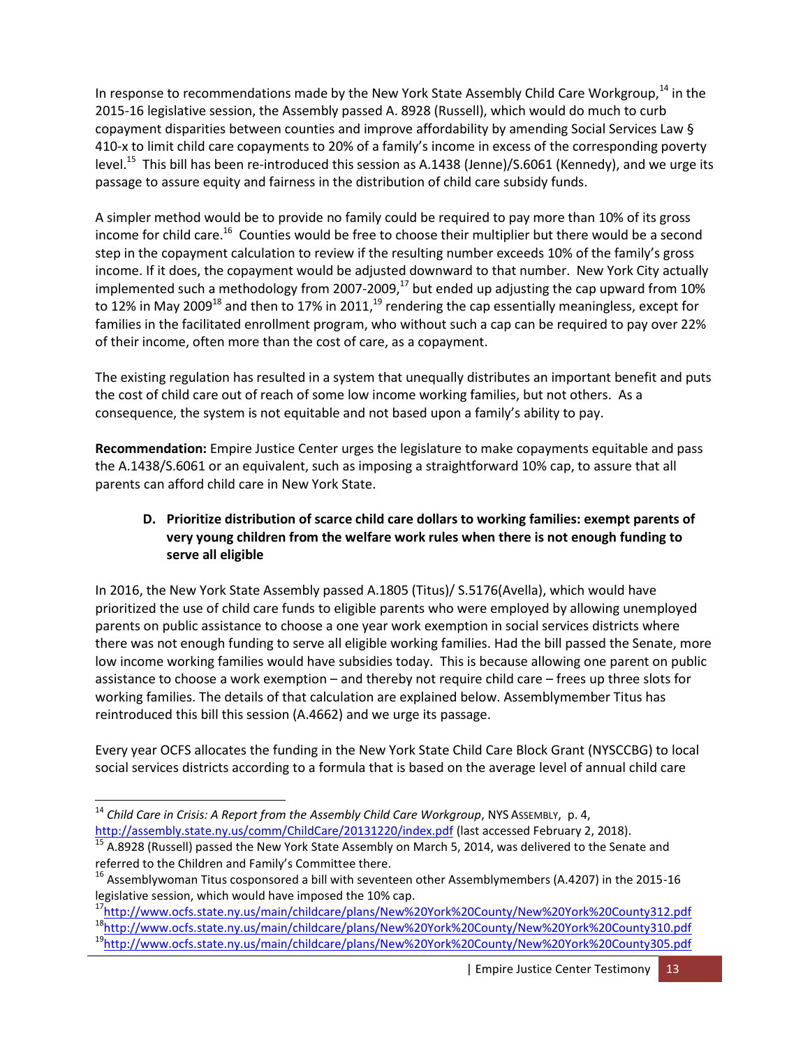In response to recommendations made by the New York State Assembly Child Care Workgroup,[14] in the 2015-16 legislative session, the Assembly passed A. 8928 (Russell), which would do much to curb copayment disparities between counties and improve affordability by amending Social Services Law § 410-x to limit child care copayments to 20% of a family's income in excess of the corresponding poverty level.[15] This bill has been re-introduced this session as A.1438 (Jenne)/S.6061 (Kennedy), and we urge its passage to assure equity and fairness in the distribution of child care subsidy funds.

A simpler method would be to provide no family could be required to pay more than 10% of its gross income for child care.[16] Counties would be free to choose their multiplier but there would be a second step in the copayment calculation to review if the resulting number exceeds 10% of the family's gross income. If it does, the copayment would be adjusted downward to that number. New York City actually implemented such a methodology from 2007-2009,[17] but ended up adjusting the cap upward from 10% to 12% in May 2009[18] and then to 17% in 2011,[19] rendering the cap essentially meaningless, except for families in the facilitated enrollment program, who without such a cap can be required to pay over 22% of their income, often more than the cost of care, as a copayment.

The existing regulation has resulted in a system that unequally distributes an important benefit and puts the cost of child care out of reach of some low income working families, but not others. As a consequence, the system is not equitable and not based upon a family's ability to pay.

**Recommendation:** Empire Justice Center urges the legislature to make copayments equitable and pass the A.1438/S.6061 or an equivalent, such as imposing a straightforward 10% cap, to assure that all parents can afford child care in New York State.

### D. Prioritize distribution of scarce child care dollars to working families: exempt parents of very young children from the welfare work rules when there is not enough funding to serve all eligible

In 2016, the New York State Assembly passed A.1805 (Titus)/ S.5176(Avella), which would have prioritized the use of child care funds to eligible parents who were employed by allowing unemployed parents on public assistance to choose a one year work exemption in social services districts where there was not enough funding to serve all eligible working families. Had the bill passed the Senate, more low income working families would have subsidies today. This is because allowing one parent on public assistance to choose a work exemption – and thereby not require child care – frees up three slots for working families. The details of that calculation are explained below. Assemblymember Titus has reintroduced this bill this session (A.4662) and we urge its passage.

Every year OCFS allocates the funding in the New York State Child Care Block Grant (NYSCCBG) to local social services districts according to a formula that is based on the average level of annual child care

---

[14] *Child Care in Crisis: A Report from the Assembly Child Care Workgroup*, NYS Assembly, p. 4, http://assembly.state.ny.us/comm/ChildCare/20131220/index.pdf (last accessed February 2, 2018).

[15] A.8928 (Russell) passed the New York State Assembly on March 5, 2014, was delivered to the Senate and referred to the Children and Family's Committee there.

[16] Assemblywoman Titus cosponsored a bill with seventeen other Assemblymembers (A.4207) in the 2015-16 legislative session, which would have imposed the 10% cap.

[17] http://www.ocfs.state.ny.us/main/childcare/plans/New%20York%20County/New%20York%20County312.pdf

[18] http://www.ocfs.state.ny.us/main/childcare/plans/New%20York%20County/New%20York%20County310.pdf

[19] http://www.ocfs.state.ny.us/main/childcare/plans/New%20York%20County/New%20York%20County305.pdf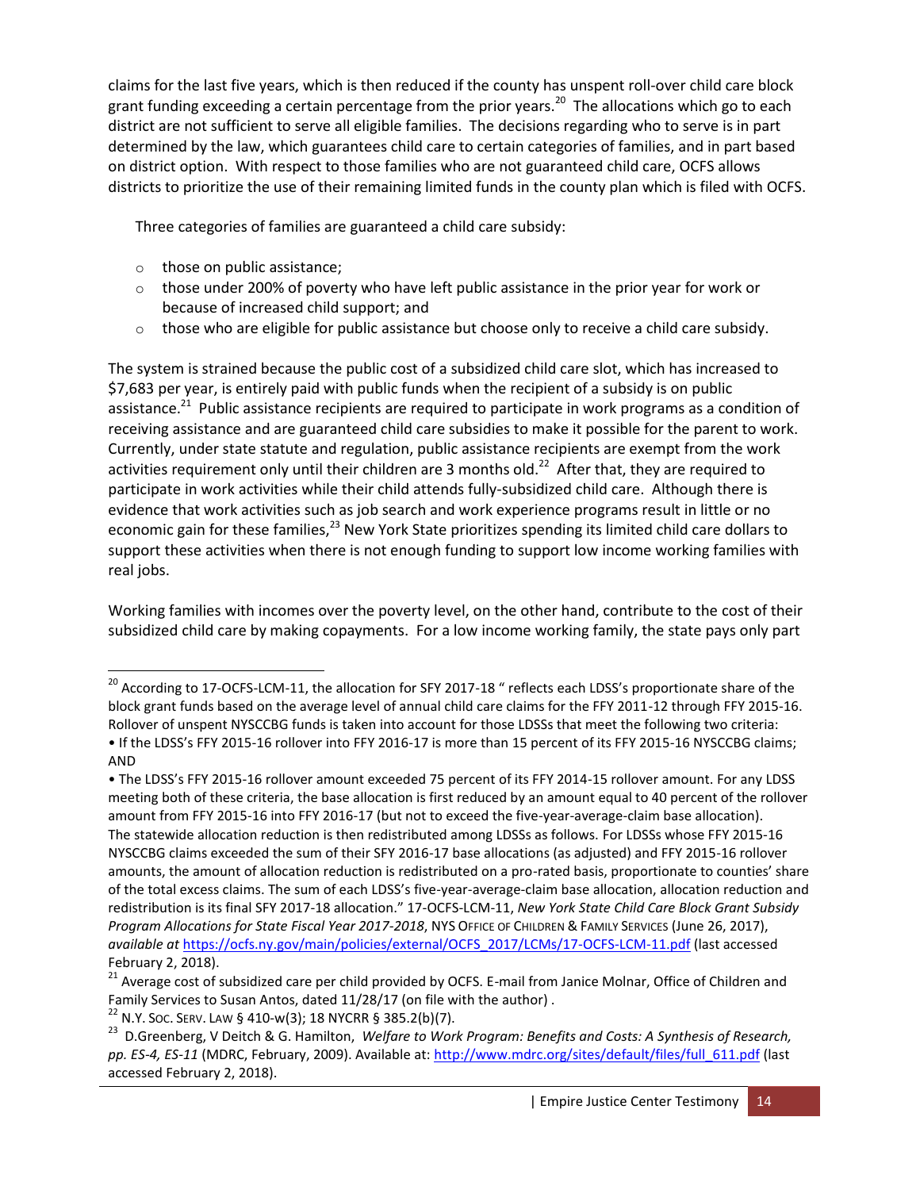claims for the last five years, which is then reduced if the county has unspent roll-over child care block grant funding exceeding a certain percentage from the prior years.[20] The allocations which go to each district are not sufficient to serve all eligible families. The decisions regarding who to serve is in part determined by the law, which guarantees child care to certain categories of families, and in part based on district option. With respect to those families who are not guaranteed child care, OCFS allows districts to prioritize the use of their remaining limited funds in the county plan which is filed with OCFS.

Three categories of families are guaranteed a child care subsidy:

- those on public assistance;
- those under 200% of poverty who have left public assistance in the prior year for work or because of increased child support; and
- those who are eligible for public assistance but choose only to receive a child care subsidy.

The system is strained because the public cost of a subsidized child care slot, which has increased to $7,683 per year, is entirely paid with public funds when the recipient of a subsidy is on public assistance.[21] Public assistance recipients are required to participate in work programs as a condition of receiving assistance and are guaranteed child care subsidies to make it possible for the parent to work. Currently, under state statute and regulation, public assistance recipients are exempt from the work activities requirement only until their children are 3 months old.[22] After that, they are required to participate in work activities while their child attends fully-subsidized child care. Although there is evidence that work activities such as job search and work experience programs result in little or no economic gain for these families,[23] New York State prioritizes spending its limited child care dollars to support these activities when there is not enough funding to support low income working families with real jobs.

Working families with incomes over the poverty level, on the other hand, contribute to the cost of their subsidized child care by making copayments. For a low income working family, the state pays only part

---

[20] According to 17-OCFS-LCM-11, the allocation for SFY 2017-18 " reflects each LDSS's proportionate share of the block grant funds based on the average level of annual child care claims for the FFY 2011-12 through FFY 2015-16. Rollover of unspent NYSCCBG funds is taken into account for those LDSSs that meet the following two criteria:
• If the LDSS's FFY 2015-16 rollover into FFY 2016-17 is more than 15 percent of its FFY 2015-16 NYSCCBG claims; AND
• The LDSS's FFY 2015-16 rollover amount exceeded 75 percent of its FFY 2014-15 rollover amount. For any LDSS meeting both of these criteria, the base allocation is first reduced by an amount equal to 40 percent of the rollover amount from FFY 2015-16 into FFY 2016-17 (but not to exceed the five-year-average-claim base allocation). The statewide allocation reduction is then redistributed among LDSSs as follows. For LDSSs whose FFY 2015-16 NYSCCBG claims exceeded the sum of their SFY 2016-17 base allocations (as adjusted) and FFY 2015-16 rollover amounts, the amount of allocation reduction is redistributed on a pro-rated basis, proportionate to counties' share of the total excess claims. The sum of each LDSS's five-year-average-claim base allocation, allocation reduction and redistribution is its final SFY 2017-18 allocation." 17-OCFS-LCM-11, *New York State Child Care Block Grant Subsidy Program Allocations for State Fiscal Year 2017-2018*, NYS OFFICE OF CHILDREN & FAMILY SERVICES (June 26, 2017), *available at* https://ocfs.ny.gov/main/policies/external/OCFS_2017/LCMs/17-OCFS-LCM-11.pdf (last accessed February 2, 2018).

[21] Average cost of subsidized care per child provided by OCFS. E-mail from Janice Molnar, Office of Children and Family Services to Susan Antos, dated 11/28/17 (on file with the author) .

[22] N.Y. SOC. SERV. LAW § 410-w(3); 18 NYCRR § 385.2(b)(7).

[23] D.Greenberg, V Deitch & G. Hamilton, *Welfare to Work Program: Benefits and Costs: A Synthesis of Research, pp. ES-4, ES-11* (MDRC, February, 2009). Available at: http://www.mdrc.org/sites/default/files/full_611.pdf (last accessed February 2, 2018).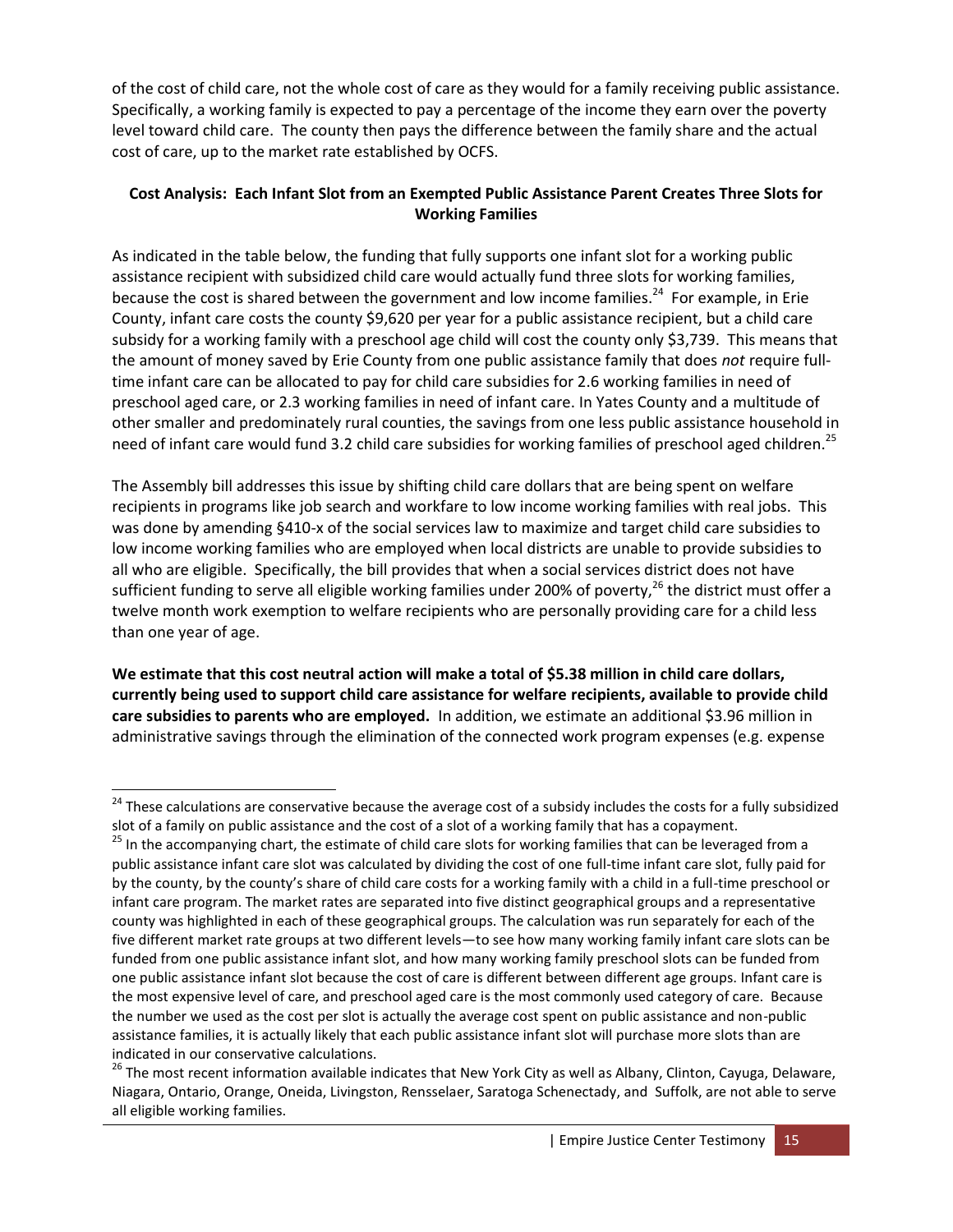of the cost of child care, not the whole cost of care as they would for a family receiving public assistance. Specifically, a working family is expected to pay a percentage of the income they earn over the poverty level toward child care. The county then pays the difference between the family share and the actual cost of care, up to the market rate established by OCFS.

**Cost Analysis: Each Infant Slot from an Exempted Public Assistance Parent Creates Three Slots for Working Families**

As indicated in the table below, the funding that fully supports one infant slot for a working public assistance recipient with subsidized child care would actually fund three slots for working families, because the cost is shared between the government and low income families.[24] For example, in Erie County, infant care costs the county $9,620 per year for a public assistance recipient, but a child care subsidy for a working family with a preschool age child will cost the county only $3,739. This means that the amount of money saved by Erie County from one public assistance family that does *not* require full-time infant care can be allocated to pay for child care subsidies for 2.6 working families in need of preschool aged care, or 2.3 working families in need of infant care. In Yates County and a multitude of other smaller and predominately rural counties, the savings from one less public assistance household in need of infant care would fund 3.2 child care subsidies for working families of preschool aged children.[25]

The Assembly bill addresses this issue by shifting child care dollars that are being spent on welfare recipients in programs like job search and workfare to low income working families with real jobs. This was done by amending §410-x of the social services law to maximize and target child care subsidies to low income working families who are employed when local districts are unable to provide subsidies to all who are eligible. Specifically, the bill provides that when a social services district does not have sufficient funding to serve all eligible working families under 200% of poverty,[26] the district must offer a twelve month work exemption to welfare recipients who are personally providing care for a child less than one year of age.

**We estimate that this cost neutral action will make a total of $5.38 million in child care dollars, currently being used to support child care assistance for welfare recipients, available to provide child care subsidies to parents who are employed.** In addition, we estimate an additional $3.96 million in administrative savings through the elimination of the connected work program expenses (e.g. expense

---

[24] These calculations are conservative because the average cost of a subsidy includes the costs for a fully subsidized slot of a family on public assistance and the cost of a slot of a working family that has a copayment.

[25] In the accompanying chart, the estimate of child care slots for working families that can be leveraged from a public assistance infant care slot was calculated by dividing the cost of one full-time infant care slot, fully paid for by the county, by the county's share of child care costs for a working family with a child in a full-time preschool or infant care program. The market rates are separated into five distinct geographical groups and a representative county was highlighted in each of these geographical groups. The calculation was run separately for each of the five different market rate groups at two different levels—to see how many working family infant care slots can be funded from one public assistance infant slot, and how many working family preschool slots can be funded from one public assistance infant slot because the cost of care is different between different age groups. Infant care is the most expensive level of care, and preschool aged care is the most commonly used category of care. Because the number we used as the cost per slot is actually the average cost spent on public assistance and non-public assistance families, it is actually likely that each public assistance infant slot will purchase more slots than are indicated in our conservative calculations.

[26] The most recent information available indicates that New York City as well as Albany, Clinton, Cayuga, Delaware, Niagara, Ontario, Orange, Oneida, Livingston, Rensselaer, Saratoga Schenectady, and Suffolk, are not able to serve all eligible working families.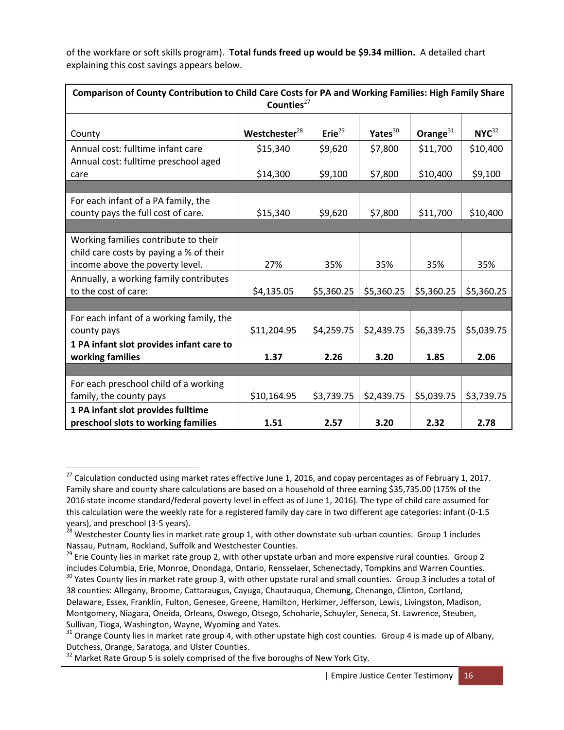of the workfare or soft skills program). **Total funds freed up would be $9.34 million.** A detailed chart explaining this cost savings appears below.

| **Comparison of County Contribution to Child Care Costs for PA and Working Families: High Family Share Counties**[27] | | | | | |
|---|---|---|---|---|---|
| County | **Westchester**[28] | **Erie**[29] | **Yates**[30] | **Orange**[31] | **NYC**[32] |
| Annual cost: fulltime infant care | $15,340 | $9,620 | $7,800 | $11,700 | $10,400 |
| Annual cost: fulltime preschool aged care | $14,300 | $9,100 | $7,800 | $10,400 | $9,100 |
| | | | | | |
| For each infant of a PA family, the county pays the full cost of care. | $15,340 | $9,620 | $7,800 | $11,700 | $10,400 |
| | | | | | |
| Working families contribute to their child care costs by paying a % of their income above the poverty level. | 27% | 35% | 35% | 35% | 35% |
| Annually, a working family contributes to the cost of care: | $4,135.05 | $5,360.25 | $5,360.25 | $5,360.25 | $5,360.25 |
| | | | | | |
| For each infant of a working family, the county pays | $11,204.95 | $4,259.75 | $2,439.75 | $6,339.75 | $5,039.75 |
| **1 PA infant slot provides infant care to working families** | **1.37** | **2.26** | **3.20** | **1.85** | **2.06** |
| | | | | | |
| For each preschool child of a working family, the county pays | $10,164.95 | $3,739.75 | $2,439.75 | $5,039.75 | $3,739.75 |
| **1 PA infant slot provides fulltime preschool slots to working families** | **1.51** | **2.57** | **3.20** | **2.32** | **2.78** |

[27] Calculation conducted using market rates effective June 1, 2016, and copay percentages as of February 1, 2017. Family share and county share calculations are based on a household of three earning $35,735.00 (175% of the 2016 state income standard/federal poverty level in effect as of June 1, 2016). The type of child care assumed for this calculation were the weekly rate for a registered family day care in two different age categories: infant (0-1.5 years), and preschool (3-5 years).

[28] Westchester County lies in market rate group 1, with other downstate sub-urban counties. Group 1 includes Nassau, Putnam, Rockland, Suffolk and Westchester Counties.

[29] Erie County lies in market rate group 2, with other upstate urban and more expensive rural counties. Group 2 includes Columbia, Erie, Monroe, Onondaga, Ontario, Rensselaer, Schenectady, Tompkins and Warren Counties.

[30] Yates County lies in market rate group 3, with other upstate rural and small counties. Group 3 includes a total of 38 counties: Allegany, Broome, Cattaraugus, Cayuga, Chautauqua, Chemung, Chenango, Clinton, Cortland, Delaware, Essex, Franklin, Fulton, Genesee, Greene, Hamilton, Herkimer, Jefferson, Lewis, Livingston, Madison, Montgomery, Niagara, Oneida, Orleans, Oswego, Otsego, Schoharie, Schuyler, Seneca, St. Lawrence, Steuben, Sullivan, Tioga, Washington, Wayne, Wyoming and Yates.

[31] Orange County lies in market rate group 4, with other upstate high cost counties. Group 4 is made up of Albany, Dutchess, Orange, Saratoga, and Ulster Counties.

[32] Market Rate Group 5 is solely comprised of the five boroughs of New York City.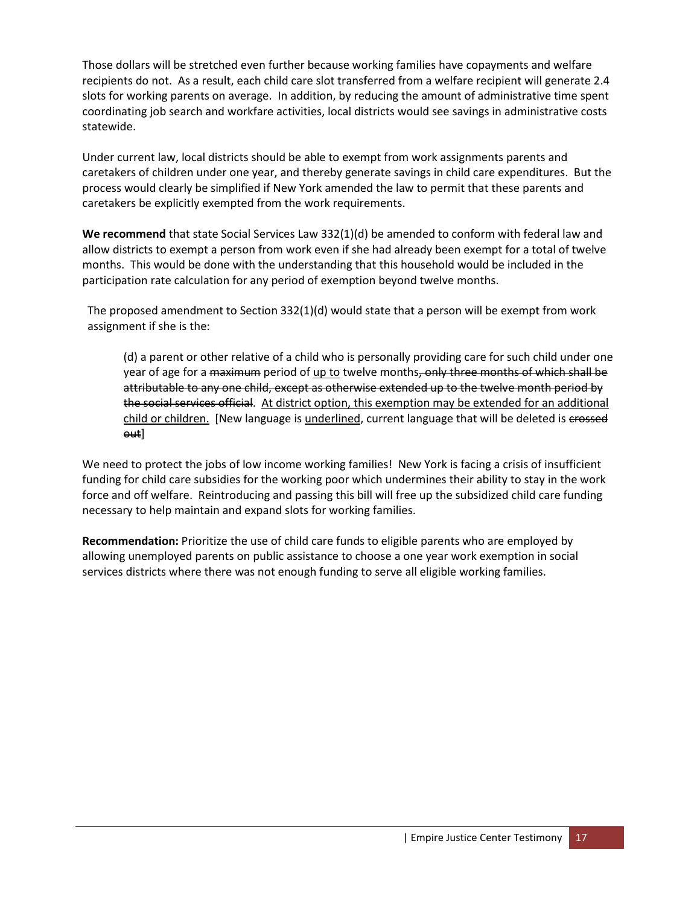Those dollars will be stretched even further because working families have copayments and welfare recipients do not. As a result, each child care slot transferred from a welfare recipient will generate 2.4 slots for working parents on average. In addition, by reducing the amount of administrative time spent coordinating job search and workfare activities, local districts would see savings in administrative costs statewide.

Under current law, local districts should be able to exempt from work assignments parents and caretakers of children under one year, and thereby generate savings in child care expenditures. But the process would clearly be simplified if New York amended the law to permit that these parents and caretakers be explicitly exempted from the work requirements.

**We recommend** that state Social Services Law 332(1)(d) be amended to conform with federal law and allow districts to exempt a person from work even if she had already been exempt for a total of twelve months. This would be done with the understanding that this household would be included in the participation rate calculation for any period of exemption beyond twelve months.

The proposed amendment to Section 332(1)(d) would state that a person will be exempt from work assignment if she is the:

> (d) a parent or other relative of a child who is personally providing care for such child under one year of age for a ~~maximum~~ period of <u>up to</u> twelve months~~, only three months of which shall be attributable to any one child, except as otherwise extended up to the twelve month period by the social services official~~. <u>At district option, this exemption may be extended for an additional child or children.</u> [New language is <u>underlined</u>, current language that will be deleted is ~~crossed out~~]

We need to protect the jobs of low income working families! New York is facing a crisis of insufficient funding for child care subsidies for the working poor which undermines their ability to stay in the work force and off welfare. Reintroducing and passing this bill will free up the subsidized child care funding necessary to help maintain and expand slots for working families.

**Recommendation:** Prioritize the use of child care funds to eligible parents who are employed by allowing unemployed parents on public assistance to choose a one year work exemption in social services districts where there was not enough funding to serve all eligible working families.